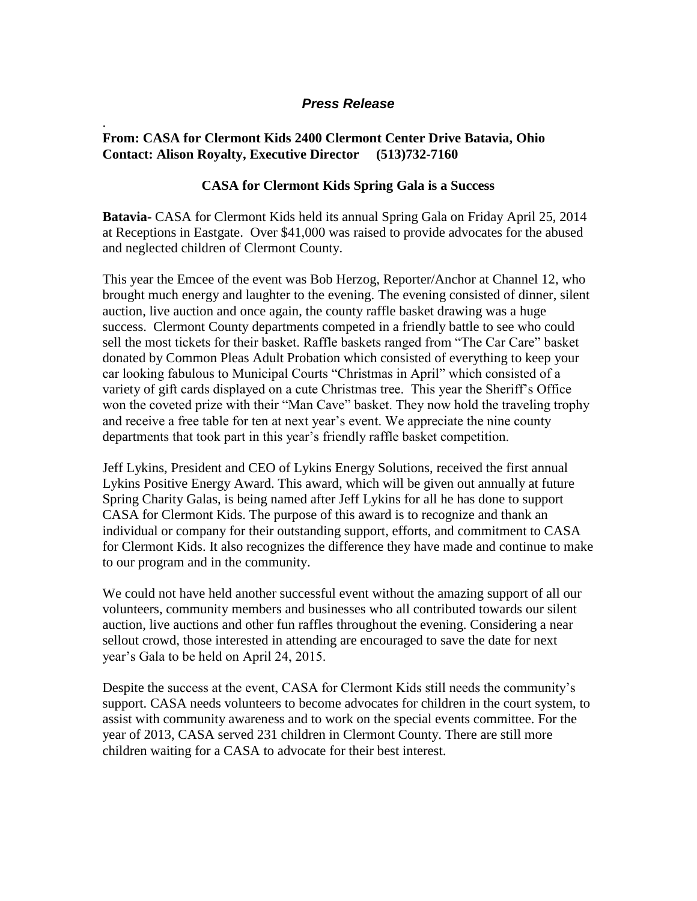***Press Release***

.

**From: CASA for Clermont Kids 2400 Clermont Center Drive Batavia, Ohio**
**Contact: Alison Royalty, Executive Director (513)732-7160**

**CASA for Clermont Kids Spring Gala is a Success**

**Batavia-** CASA for Clermont Kids held its annual Spring Gala on Friday April 25, 2014 at Receptions in Eastgate. Over $41,000 was raised to provide advocates for the abused and neglected children of Clermont County.

This year the Emcee of the event was Bob Herzog, Reporter/Anchor at Channel 12, who brought much energy and laughter to the evening. The evening consisted of dinner, silent auction, live auction and once again, the county raffle basket drawing was a huge success. Clermont County departments competed in a friendly battle to see who could sell the most tickets for their basket. Raffle baskets ranged from "The Car Care" basket donated by Common Pleas Adult Probation which consisted of everything to keep your car looking fabulous to Municipal Courts "Christmas in April" which consisted of a variety of gift cards displayed on a cute Christmas tree. This year the Sheriff's Office won the coveted prize with their "Man Cave" basket. They now hold the traveling trophy and receive a free table for ten at next year's event. We appreciate the nine county departments that took part in this year's friendly raffle basket competition.

Jeff Lykins, President and CEO of Lykins Energy Solutions, received the first annual Lykins Positive Energy Award. This award, which will be given out annually at future Spring Charity Galas, is being named after Jeff Lykins for all he has done to support CASA for Clermont Kids. The purpose of this award is to recognize and thank an individual or company for their outstanding support, efforts, and commitment to CASA for Clermont Kids. It also recognizes the difference they have made and continue to make to our program and in the community.

We could not have held another successful event without the amazing support of all our volunteers, community members and businesses who all contributed towards our silent auction, live auctions and other fun raffles throughout the evening. Considering a near sellout crowd, those interested in attending are encouraged to save the date for next year's Gala to be held on April 24, 2015.

Despite the success at the event, CASA for Clermont Kids still needs the community's support. CASA needs volunteers to become advocates for children in the court system, to assist with community awareness and to work on the special events committee. For the year of 2013, CASA served 231 children in Clermont County. There are still more children waiting for a CASA to advocate for their best interest.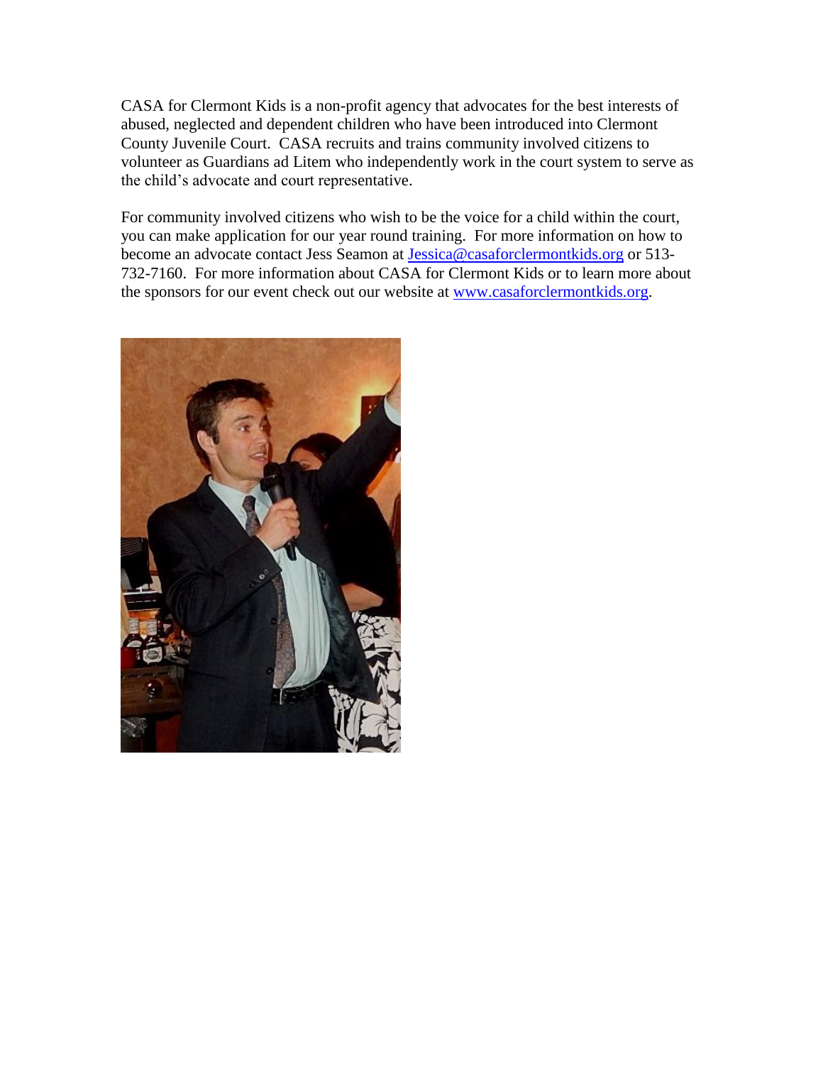CASA for Clermont Kids is a non-profit agency that advocates for the best interests of abused, neglected and dependent children who have been introduced into Clermont County Juvenile Court. CASA recruits and trains community involved citizens to volunteer as Guardians ad Litem who independently work in the court system to serve as the child's advocate and court representative.

For community involved citizens who wish to be the voice for a child within the court, you can make application for our year round training. For more information on how to become an advocate contact Jess Seamon at Jessica@casaforclermontkids.org or 513-732-7160. For more information about CASA for Clermont Kids or to learn more about the sponsors for our event check out our website at www.casaforclermontkids.org.